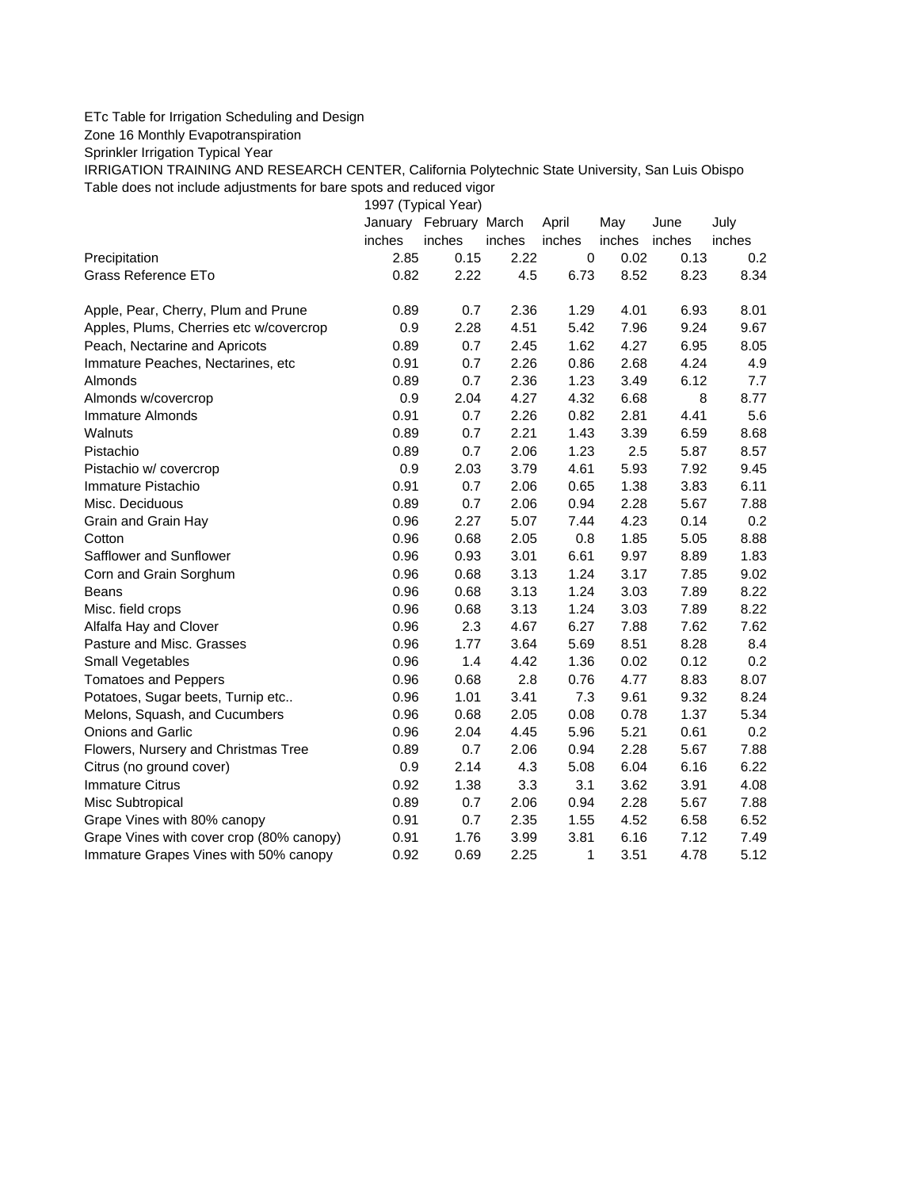ETc Table for Irrigation Scheduling and Design

Zone 16 Monthly Evapotranspiration

Sprinkler Irrigation Typical Year

IRRIGATION TRAINING AND RESEARCH CENTER, California Polytechnic State University, San Luis Obispo

Table does not include adjustments for bare spots and reduced vigor

| | 1997 (Typical Year) | | | | | | |
|---|---|---|---|---|---|---|---|
| | January | February | March | April | May | June | July |
| | inches | inches | inches | inches | inches | inches | inches |
| Precipitation | 2.85 | 0.15 | 2.22 | 0 | 0.02 | 0.13 | 0.2 |
| Grass Reference ETo | 0.82 | 2.22 | 4.5 | 6.73 | 8.52 | 8.23 | 8.34 |
| | | | | | | | |
| Apple, Pear, Cherry, Plum and Prune | 0.89 | 0.7 | 2.36 | 1.29 | 4.01 | 6.93 | 8.01 |
| Apples, Plums, Cherries etc w/covercrop | 0.9 | 2.28 | 4.51 | 5.42 | 7.96 | 9.24 | 9.67 |
| Peach, Nectarine and Apricots | 0.89 | 0.7 | 2.45 | 1.62 | 4.27 | 6.95 | 8.05 |
| Immature Peaches, Nectarines, etc | 0.91 | 0.7 | 2.26 | 0.86 | 2.68 | 4.24 | 4.9 |
| Almonds | 0.89 | 0.7 | 2.36 | 1.23 | 3.49 | 6.12 | 7.7 |
| Almonds w/covercrop | 0.9 | 2.04 | 4.27 | 4.32 | 6.68 | 8 | 8.77 |
| Immature Almonds | 0.91 | 0.7 | 2.26 | 0.82 | 2.81 | 4.41 | 5.6 |
| Walnuts | 0.89 | 0.7 | 2.21 | 1.43 | 3.39 | 6.59 | 8.68 |
| Pistachio | 0.89 | 0.7 | 2.06 | 1.23 | 2.5 | 5.87 | 8.57 |
| Pistachio w/ covercrop | 0.9 | 2.03 | 3.79 | 4.61 | 5.93 | 7.92 | 9.45 |
| Immature Pistachio | 0.91 | 0.7 | 2.06 | 0.65 | 1.38 | 3.83 | 6.11 |
| Misc. Deciduous | 0.89 | 0.7 | 2.06 | 0.94 | 2.28 | 5.67 | 7.88 |
| Grain and Grain Hay | 0.96 | 2.27 | 5.07 | 7.44 | 4.23 | 0.14 | 0.2 |
| Cotton | 0.96 | 0.68 | 2.05 | 0.8 | 1.85 | 5.05 | 8.88 |
| Safflower and Sunflower | 0.96 | 0.93 | 3.01 | 6.61 | 9.97 | 8.89 | 1.83 |
| Corn and Grain Sorghum | 0.96 | 0.68 | 3.13 | 1.24 | 3.17 | 7.85 | 9.02 |
| Beans | 0.96 | 0.68 | 3.13 | 1.24 | 3.03 | 7.89 | 8.22 |
| Misc. field crops | 0.96 | 0.68 | 3.13 | 1.24 | 3.03 | 7.89 | 8.22 |
| Alfalfa Hay and Clover | 0.96 | 2.3 | 4.67 | 6.27 | 7.88 | 7.62 | 7.62 |
| Pasture and Misc. Grasses | 0.96 | 1.77 | 3.64 | 5.69 | 8.51 | 8.28 | 8.4 |
| Small Vegetables | 0.96 | 1.4 | 4.42 | 1.36 | 0.02 | 0.12 | 0.2 |
| Tomatoes and Peppers | 0.96 | 0.68 | 2.8 | 0.76 | 4.77 | 8.83 | 8.07 |
| Potatoes, Sugar beets, Turnip etc.. | 0.96 | 1.01 | 3.41 | 7.3 | 9.61 | 9.32 | 8.24 |
| Melons, Squash, and Cucumbers | 0.96 | 0.68 | 2.05 | 0.08 | 0.78 | 1.37 | 5.34 |
| Onions and Garlic | 0.96 | 2.04 | 4.45 | 5.96 | 5.21 | 0.61 | 0.2 |
| Flowers, Nursery and Christmas Tree | 0.89 | 0.7 | 2.06 | 0.94 | 2.28 | 5.67 | 7.88 |
| Citrus (no ground cover) | 0.9 | 2.14 | 4.3 | 5.08 | 6.04 | 6.16 | 6.22 |
| Immature Citrus | 0.92 | 1.38 | 3.3 | 3.1 | 3.62 | 3.91 | 4.08 |
| Misc Subtropical | 0.89 | 0.7 | 2.06 | 0.94 | 2.28 | 5.67 | 7.88 |
| Grape Vines with 80% canopy | 0.91 | 0.7 | 2.35 | 1.55 | 4.52 | 6.58 | 6.52 |
| Grape Vines with cover crop (80% canopy) | 0.91 | 1.76 | 3.99 | 3.81 | 6.16 | 7.12 | 7.49 |
| Immature Grapes Vines with 50% canopy | 0.92 | 0.69 | 2.25 | 1 | 3.51 | 4.78 | 5.12 |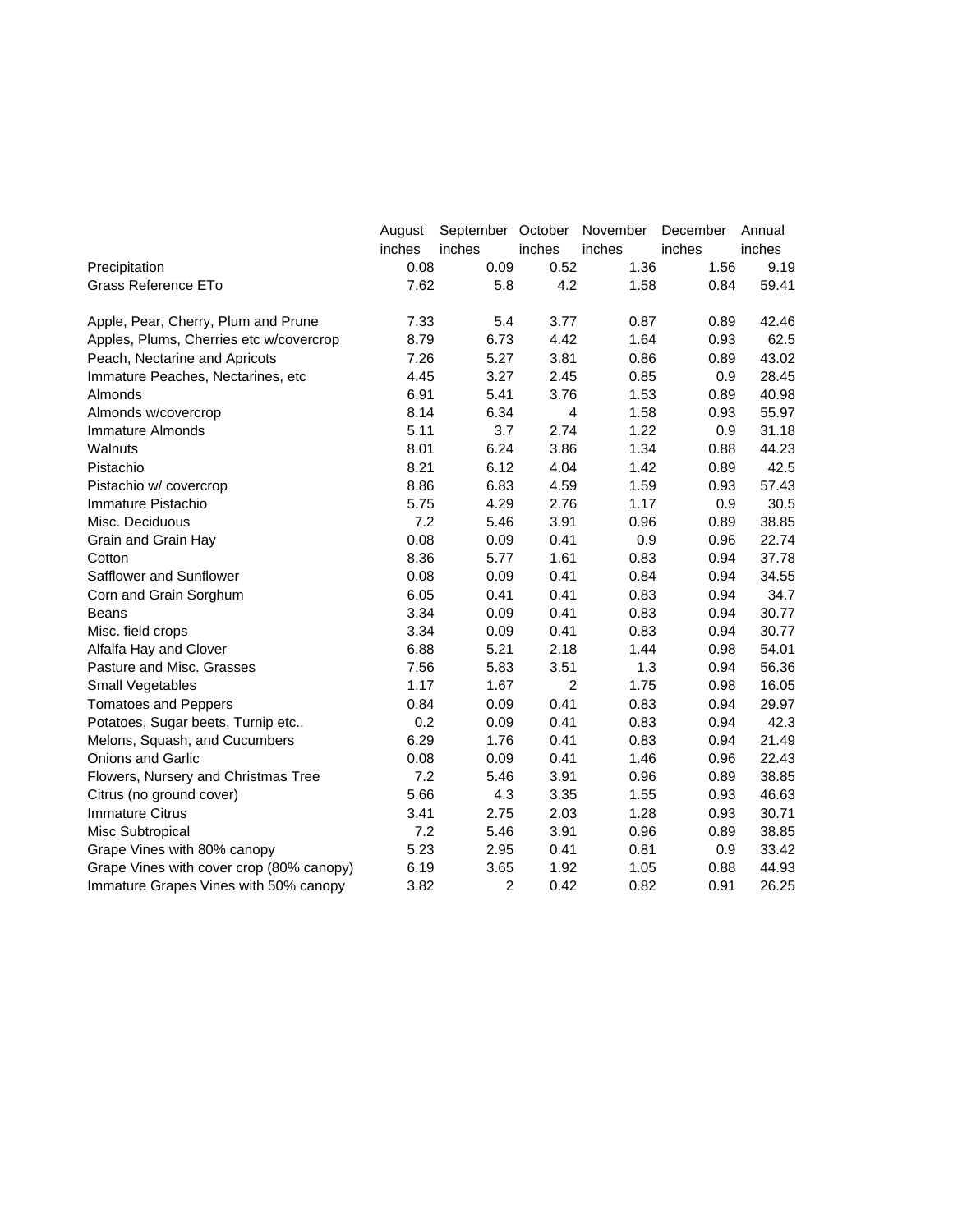| | August inches | September inches | October inches | November inches | December inches | Annual inches |
|---|---|---|---|---|---|---|
| Precipitation | 0.08 | 0.09 | 0.52 | 1.36 | 1.56 | 9.19 |
| Grass Reference ETo | 7.62 | 5.8 | 4.2 | 1.58 | 0.84 | 59.41 |
| | | | | | | |
| Apple, Pear, Cherry, Plum and Prune | 7.33 | 5.4 | 3.77 | 0.87 | 0.89 | 42.46 |
| Apples, Plums, Cherries etc w/covercrop | 8.79 | 6.73 | 4.42 | 1.64 | 0.93 | 62.5 |
| Peach, Nectarine and Apricots | 7.26 | 5.27 | 3.81 | 0.86 | 0.89 | 43.02 |
| Immature Peaches, Nectarines, etc | 4.45 | 3.27 | 2.45 | 0.85 | 0.9 | 28.45 |
| Almonds | 6.91 | 5.41 | 3.76 | 1.53 | 0.89 | 40.98 |
| Almonds w/covercrop | 8.14 | 6.34 | 4 | 1.58 | 0.93 | 55.97 |
| Immature Almonds | 5.11 | 3.7 | 2.74 | 1.22 | 0.9 | 31.18 |
| Walnuts | 8.01 | 6.24 | 3.86 | 1.34 | 0.88 | 44.23 |
| Pistachio | 8.21 | 6.12 | 4.04 | 1.42 | 0.89 | 42.5 |
| Pistachio w/ covercrop | 8.86 | 6.83 | 4.59 | 1.59 | 0.93 | 57.43 |
| Immature Pistachio | 5.75 | 4.29 | 2.76 | 1.17 | 0.9 | 30.5 |
| Misc. Deciduous | 7.2 | 5.46 | 3.91 | 0.96 | 0.89 | 38.85 |
| Grain and Grain Hay | 0.08 | 0.09 | 0.41 | 0.9 | 0.96 | 22.74 |
| Cotton | 8.36 | 5.77 | 1.61 | 0.83 | 0.94 | 37.78 |
| Safflower and Sunflower | 0.08 | 0.09 | 0.41 | 0.84 | 0.94 | 34.55 |
| Corn and Grain Sorghum | 6.05 | 0.41 | 0.41 | 0.83 | 0.94 | 34.7 |
| Beans | 3.34 | 0.09 | 0.41 | 0.83 | 0.94 | 30.77 |
| Misc. field crops | 3.34 | 0.09 | 0.41 | 0.83 | 0.94 | 30.77 |
| Alfalfa Hay and Clover | 6.88 | 5.21 | 2.18 | 1.44 | 0.98 | 54.01 |
| Pasture and Misc. Grasses | 7.56 | 5.83 | 3.51 | 1.3 | 0.94 | 56.36 |
| Small Vegetables | 1.17 | 1.67 | 2 | 1.75 | 0.98 | 16.05 |
| Tomatoes and Peppers | 0.84 | 0.09 | 0.41 | 0.83 | 0.94 | 29.97 |
| Potatoes, Sugar beets, Turnip etc.. | 0.2 | 0.09 | 0.41 | 0.83 | 0.94 | 42.3 |
| Melons, Squash, and Cucumbers | 6.29 | 1.76 | 0.41 | 0.83 | 0.94 | 21.49 |
| Onions and Garlic | 0.08 | 0.09 | 0.41 | 1.46 | 0.96 | 22.43 |
| Flowers, Nursery and Christmas Tree | 7.2 | 5.46 | 3.91 | 0.96 | 0.89 | 38.85 |
| Citrus (no ground cover) | 5.66 | 4.3 | 3.35 | 1.55 | 0.93 | 46.63 |
| Immature Citrus | 3.41 | 2.75 | 2.03 | 1.28 | 0.93 | 30.71 |
| Misc Subtropical | 7.2 | 5.46 | 3.91 | 0.96 | 0.89 | 38.85 |
| Grape Vines with 80% canopy | 5.23 | 2.95 | 0.41 | 0.81 | 0.9 | 33.42 |
| Grape Vines with cover crop (80% canopy) | 6.19 | 3.65 | 1.92 | 1.05 | 0.88 | 44.93 |
| Immature Grapes Vines with 50% canopy | 3.82 | 2 | 0.42 | 0.82 | 0.91 | 26.25 |